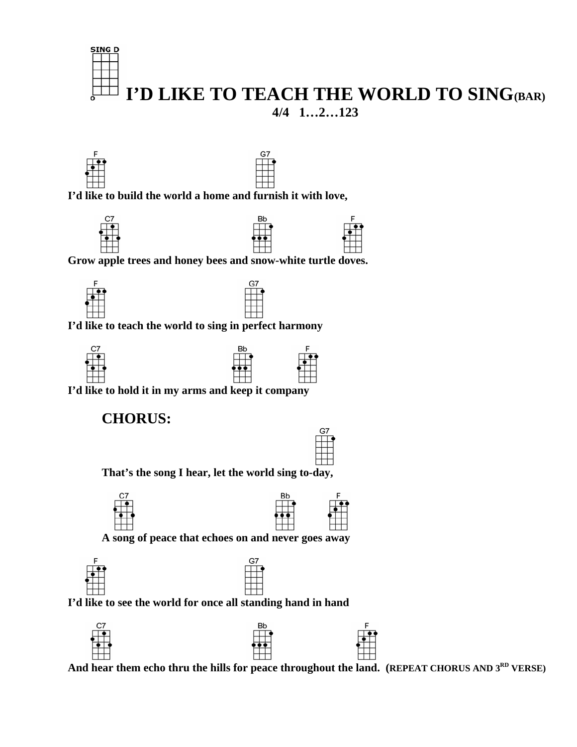SING D

# I'D LIKE TO TEACH THE WORLD TO SING(BAR)

**4/4 1…2…123**

F G7
**I'd like to build the world a home and furnish it with love,**

C7 Bb F
**Grow apple trees and honey bees and snow-white turtle doves.**

F G7
**I'd like to teach the world to sing in perfect harmony**

C7 Bb F
**I'd like to hold it in my arms and keep it company**

## CHORUS:

G7
**That's the song I hear, let the world sing to-day,**

C7 Bb F
**A song of peace that echoes on and never goes away**

F G7
**I'd like to see the world for once all standing hand in hand**

C7 Bb F
**And hear them echo thru the hills for peace throughout the land. (REPEAT CHORUS AND 3RD VERSE)**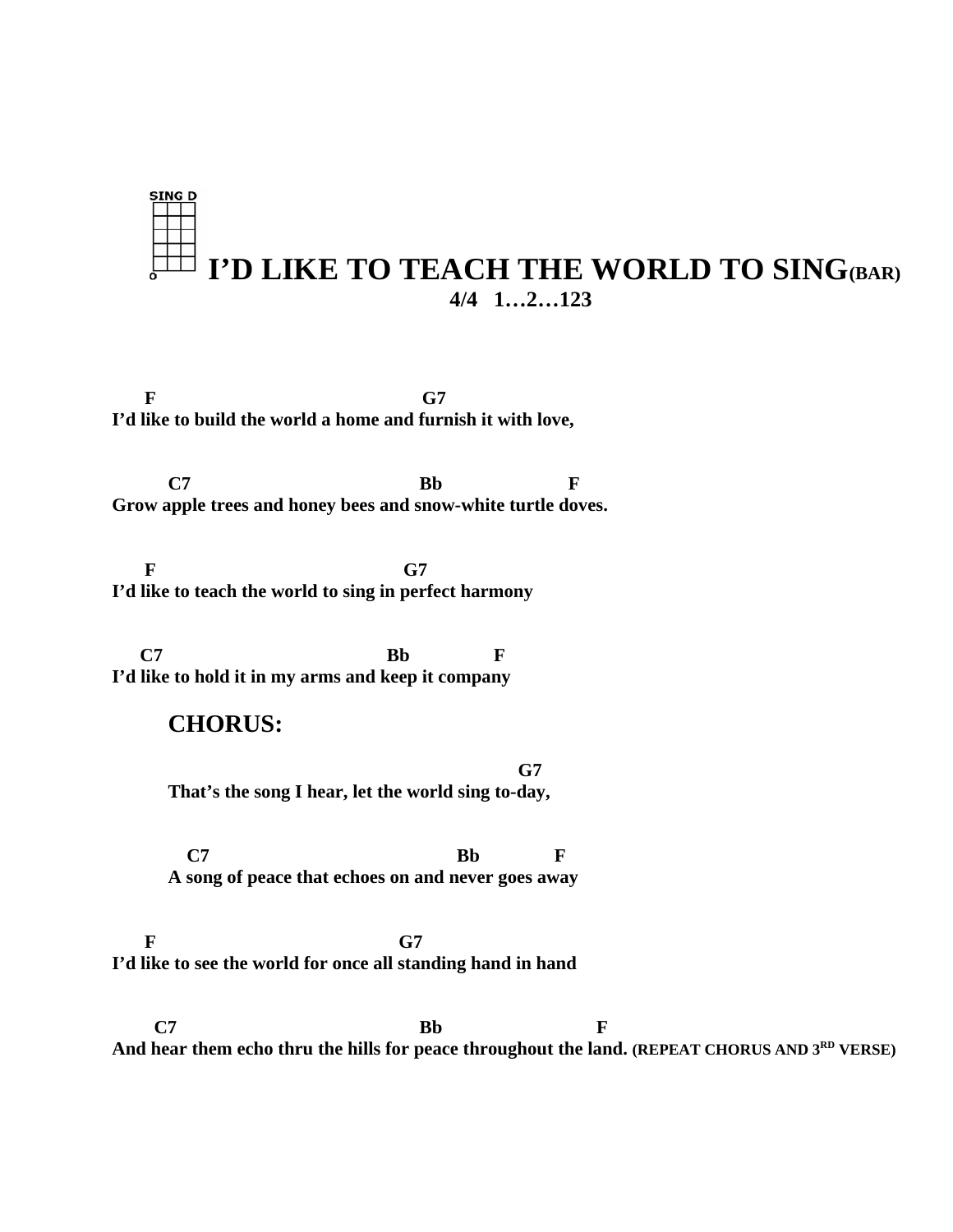SING D

# I'D LIKE TO TEACH THE WORLD TO SING(BAR)

**4/4 1…2…123**

```
     F                                         G7
I'd like to build the world a home and furnish it with love,

         C7                                 Bb                     F
Grow apple trees and honey bees and snow-white turtle doves.

     F                                      G7
I'd like to teach the world to sing in perfect harmony

    C7                                 Bb              F
I'd like to hold it in my arms and keep it company
```

**CHORUS:**

```
                                                        G7
         That's the song I hear, let the world sing to-day,

            C7                                    Bb             F
         A song of peace that echoes on and never goes away

     F                                       G7
I'd like to see the world for once all standing hand in hand

       C7                                   Bb                          F
And hear them echo thru the hills for peace throughout the land. (REPEAT CHORUS AND 3RD VERSE)
```